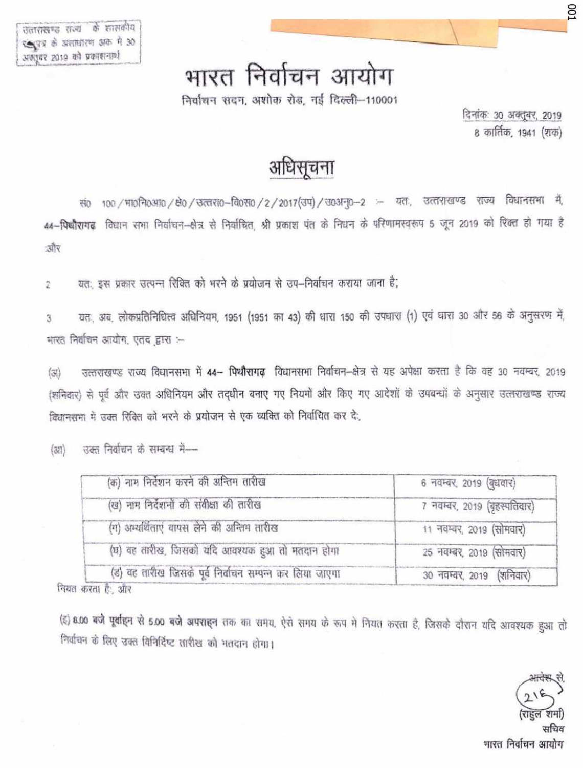उत्तराखण्ड राज्य के शासकीय राजपत्र के असाधारण अंक में 30 अक्तूबर 2019 को प्रकाशनार्थ

# भारत निर्वाचन आयोग

निर्वाचन सदन, अशोक रोड, नई दिल्ली–110001

दिनांक: 30 अक्तूबर, 2019
8 कार्तिक, 1941 (शक)

## अधिसूचना

सं0 100/मा0नि0आ0/क्षे0/उत्तरा0–वि0स0/2/2017(उप)/उ0अनु0–2 :– यत:, उत्तराखण्ड राज्य विधानसभा में, **44–पिथौरागढ़** विधान सभा निर्वाचन–क्षेत्र से निर्वाचित, श्री प्रकाश पंत के निधन के परिणामस्वरूप 5 जून 2019 को रिक्त हो गया है और

2 यत:, इस प्रकार उत्पन्न रिक्ति को भरने के प्रयोजन से उप–निर्वाचन कराया जाना है;

3 यत:, अब, लोकप्रतिनिधित्व अधिनियम, 1951 (1951 का 43) की धारा 150 की उपधारा (1) एवं धारा 30 और 56 के अनुसरण में, भारत निर्वाचन आयोग, एतद् द्वारा :–

(अ) उत्तराखण्ड राज्य विधानसभा में **44– पिथौरागढ़** विधानसभा निर्वाचन–क्षेत्र से यह अपेक्षा करता है कि वह 30 नवम्बर, 2019 (शनिवार) से पूर्व और उक्त अधिनियम और तद्धीन बनाए गए नियमों और किए गए आदेशों के उपबन्धों के अनुसार उत्तराखण्ड राज्य विधानसभा में उक्त रिक्ति को भरने के प्रयोजन से एक व्यक्ति को निर्वाचित कर दे;

(आ) उक्त निर्वाचन के सम्बन्ध में—

| | |
|---|---|
| (क) नाम निर्देशन करने की अन्तिम तारीख | 6 नवम्बर, 2019 (बुधवार) |
| (ख) नाम निर्देशनों की संवीक्षा की तारीख | 7 नवम्बर, 2019 (बृहस्पतिवार) |
| (ग) अभ्यर्थिताएं वापस लेने की अन्तिम तारीख | 11 नवम्बर, 2019 (सोमवार) |
| (घ) वह तारीख, जिसको यदि आवश्यक हुआ तो मतदान होगा | 25 नवम्बर, 2019 (सोमवार) |
| (ङ) वह तारीख जिसके पूर्व निर्वाचन सम्पन्न कर लिया जाएगा | 30 नवम्बर, 2019 (शनिवार) |

नियत करता है; और

(इ) **8.00 बजे पूर्वाह्न** से **5.00 बजे अपराह्न** तक का समय, ऐसे समय के रूप में नियत करता है, जिसके दौरान यदि आवश्यक हुआ तो निर्वाचन के लिए उक्त विनिर्दिष्ट तारीख को मतदान होगा।

आदेश से,

(राहुल शर्मा)
सचिव
भारत निर्वाचन आयोग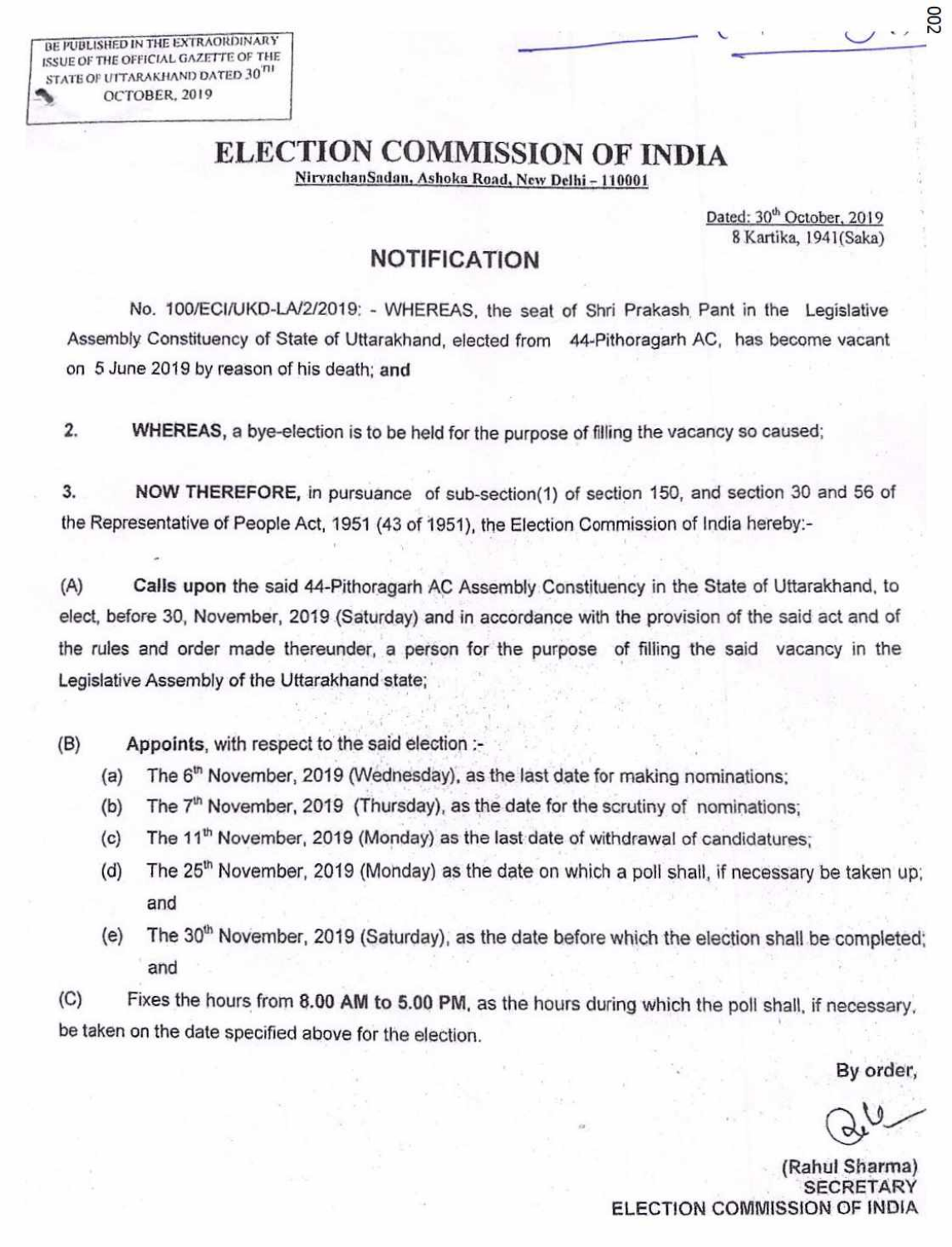BE PUBLISHED IN THE EXTRAORDINARY ISSUE OF THE OFFICIAL GAZETTE OF THE STATE OF UTTARAKHAND DATED 30TH OCTOBER, 2019

# ELECTION COMMISSION OF INDIA

NirvachanSadan, Ashoka Road, New Delhi - 110001

Dated: 30th October, 2019
8 Kartika, 1941(Saka)

## NOTIFICATION

No. 100/ECI/UKD-LA/2/2019: - WHEREAS, the seat of Shri Prakash Pant in the Legislative Assembly Constituency of State of Uttarakhand, elected from 44-Pithoragarh AC, has become vacant on 5 June 2019 by reason of his death; **and**

2. **WHEREAS,** a bye-election is to be held for the purpose of filling the vacancy so caused;

3. **NOW THEREFORE,** in pursuance of sub-section(1) of section 150, and section 30 and 56 of the Representative of People Act, 1951 (43 of 1951), the Election Commission of India hereby:-

(A) **Calls upon** the said 44-Pithoragarh AC Assembly Constituency in the State of Uttarakhand, to elect, before 30, November, 2019 (Saturday) and in accordance with the provision of the said act and of the rules and order made thereunder, a person for the purpose of filling the said vacancy in the Legislative Assembly of the Uttarakhand state;

(B) **Appoints**, with respect to the said election :-

- (a) The 6th November, 2019 (Wednesday), as the last date for making nominations;
- (b) The 7th November, 2019 (Thursday), as the date for the scrutiny of nominations;
- (c) The 11th November, 2019 (Monday) as the last date of withdrawal of candidatures;
- (d) The 25th November, 2019 (Monday) as the date on which a poll shall, if necessary be taken up; and
- (e) The 30th November, 2019 (Saturday), as the date before which the election shall be completed; and

(C) Fixes the hours from **8.00 AM to 5.00 PM**, as the hours during which the poll shall, if necessary, be taken on the date specified above for the election.

By order,

(Rahul Sharma)
SECRETARY
ELECTION COMMISSION OF INDIA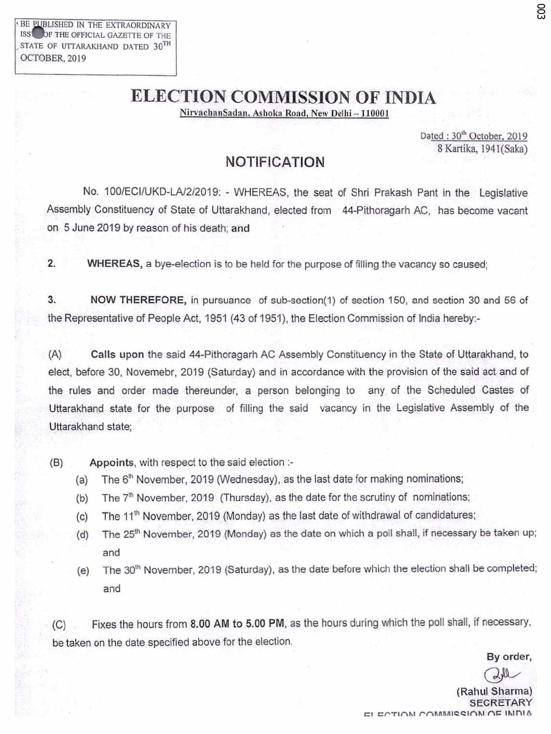BE PUBLISHED IN THE EXTRAORDINARY ISSUE OF THE OFFICIAL GAZETTE OF THE STATE OF UTTARAKHAND DATED 30[TH] OCTOBER, 2019

# ELECTION COMMISSION OF INDIA

NirvachanSadan, Ashoka Road, New Delhi – 110001

Dated : 30[th] October, 2019
8 Kartika, 1941(Saka)

## NOTIFICATION

No. 100/ECI/UKD-LA/2/2019: - WHEREAS, the seat of Shri Prakash Pant in the Legislative Assembly Constituency of State of Uttarakhand, elected from 44-Pithoragarh AC, has become vacant on 5 June 2019 by reason of his death; and

2. **WHEREAS,** a bye-election is to be held for the purpose of filling the vacancy so caused;

3. **NOW THEREFORE,** in pursuance of sub-section(1) of section 150, and section 30 and 56 of the Representative of People Act, 1951 (43 of 1951), the Election Commission of India hereby:-

(A) **Calls upon** the said 44-Pithoragarh AC Assembly Constituency in the State of Uttarakhand, to elect, before 30, Novemebr, 2019 (Saturday) and in accordance with the provision of the said act and of the rules and order made thereunder, a person belonging to any of the Scheduled Castes of Uttarakhand state for the purpose of filling the said vacancy in the Legislative Assembly of the Uttarakhand state;

(B) **Appoints**, with respect to the said election :-

- (a) The 6[th] November, 2019 (Wednesday), as the last date for making nominations;
- (b) The 7[th] November, 2019 (Thursday), as the date for the scrutiny of nominations;
- (c) The 11[th] November, 2019 (Monday) as the last date of withdrawal of candidatures;
- (d) The 25[th] November, 2019 (Monday) as the date on which a poll shall, if necessary be taken up; and
- (e) The 30[th] November, 2019 (Saturday), as the date before which the election shall be completed; and

(C) Fixes the hours from **8.00 AM to 5.00 PM**, as the hours during which the poll shall, if necessary, be taken on the date specified above for the election.

By order,

(Rahul Sharma)
SECRETARY
ELECTION COMMISSION OF INDIA